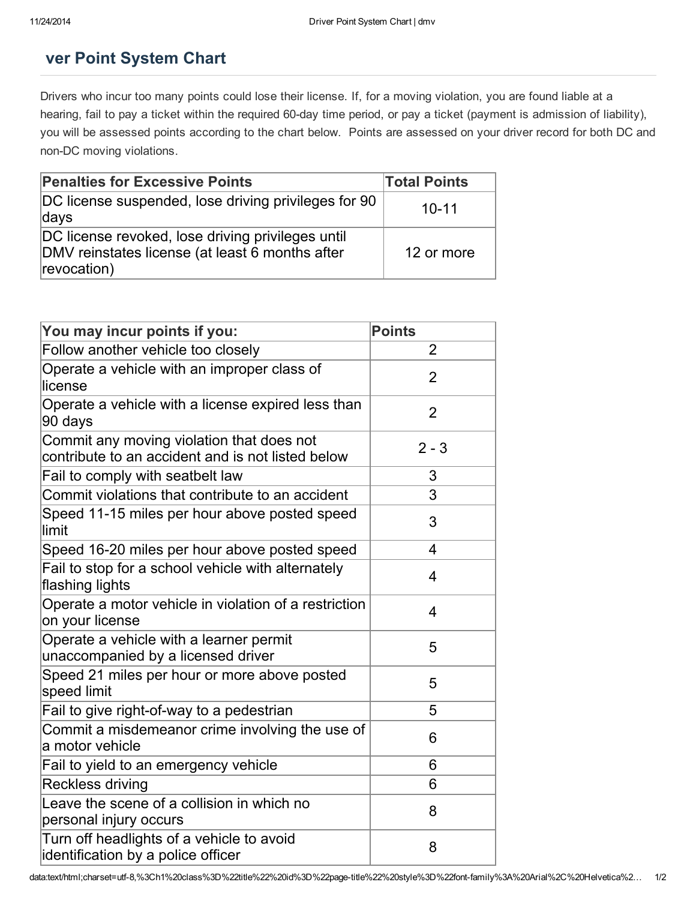# ver Point System Chart

Drivers who incur too many points could lose their license. If, for a moving violation, you are found liable at a hearing, fail to pay a ticket within the required 60-day time period, or pay a ticket (payment is admission of liability), you will be assessed points according to the chart below. Points are assessed on your driver record for both DC and non-DC moving violations.

| Penalties for Excessive Points | Total Points |
|---|---|
| DC license suspended, lose driving privileges for 90 days | 10-11 |
| DC license revoked, lose driving privileges until DMV reinstates license (at least 6 months after revocation) | 12 or more |

| You may incur points if you: | Points |
|---|---|
| Follow another vehicle too closely | 2 |
| Operate a vehicle with an improper class of license | 2 |
| Operate a vehicle with a license expired less than 90 days | 2 |
| Commit any moving violation that does not contribute to an accident and is not listed below | 2 - 3 |
| Fail to comply with seatbelt law | 3 |
| Commit violations that contribute to an accident | 3 |
| Speed 11-15 miles per hour above posted speed limit | 3 |
| Speed 16-20 miles per hour above posted speed | 4 |
| Fail to stop for a school vehicle with alternately flashing lights | 4 |
| Operate a motor vehicle in violation of a restriction on your license | 4 |
| Operate a vehicle with a learner permit unaccompanied by a licensed driver | 5 |
| Speed 21 miles per hour or more above posted speed limit | 5 |
| Fail to give right-of-way to a pedestrian | 5 |
| Commit a misdemeanor crime involving the use of a motor vehicle | 6 |
| Fail to yield to an emergency vehicle | 6 |
| Reckless driving | 6 |
| Leave the scene of a collision in which no personal injury occurs | 8 |
| Turn off headlights of a vehicle to avoid identification by a police officer | 8 |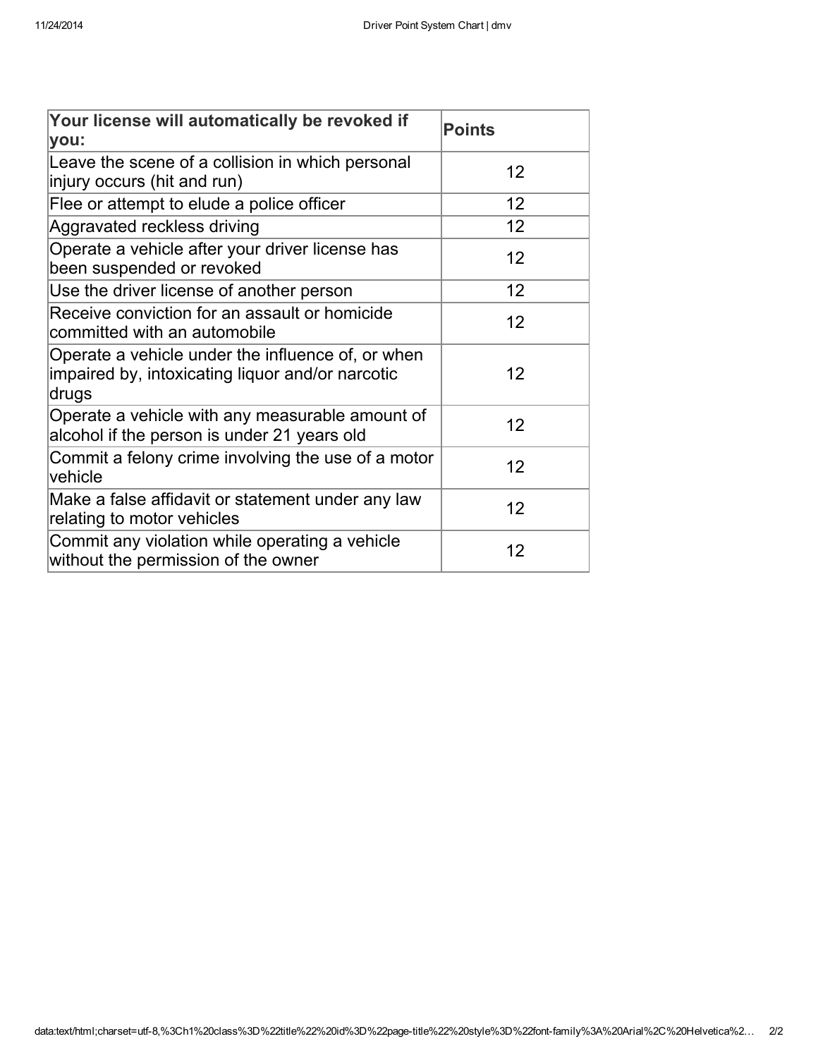| Your license will automatically be revoked if you: | Points |
| --- | --- |
| Leave the scene of a collision in which personal injury occurs (hit and run) | 12 |
| Flee or attempt to elude a police officer | 12 |
| Aggravated reckless driving | 12 |
| Operate a vehicle after your driver license has been suspended or revoked | 12 |
| Use the driver license of another person | 12 |
| Receive conviction for an assault or homicide committed with an automobile | 12 |
| Operate a vehicle under the influence of, or when impaired by, intoxicating liquor and/or narcotic drugs | 12 |
| Operate a vehicle with any measurable amount of alcohol if the person is under 21 years old | 12 |
| Commit a felony crime involving the use of a motor vehicle | 12 |
| Make a false affidavit or statement under any law relating to motor vehicles | 12 |
| Commit any violation while operating a vehicle without the permission of the owner | 12 |